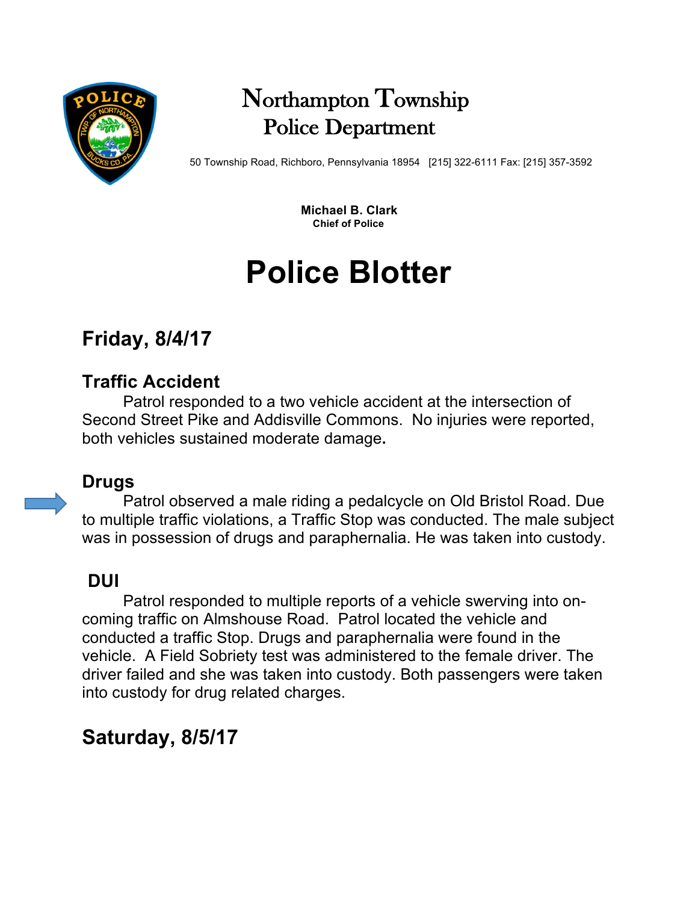# Northampton Township
## Police Department

50 Township Road, Richboro, Pennsylvania 18954 [215] 322-6111 Fax: [215] 357-3592

**Michael B. Clark**
**Chief of Police**

# Police Blotter

## Friday, 8/4/17

### Traffic Accident

Patrol responded to a two vehicle accident at the intersection of Second Street Pike and Addisville Commons. No injuries were reported, both vehicles sustained moderate damage**.**

### Drugs

Patrol observed a male riding a pedalcycle on Old Bristol Road. Due to multiple traffic violations, a Traffic Stop was conducted. The male subject was in possession of drugs and paraphernalia. He was taken into custody.

### DUI

Patrol responded to multiple reports of a vehicle swerving into on-coming traffic on Almshouse Road. Patrol located the vehicle and conducted a traffic Stop. Drugs and paraphernalia were found in the vehicle. A Field Sobriety test was administered to the female driver. The driver failed and she was taken into custody. Both passengers were taken into custody for drug related charges.

## Saturday, 8/5/17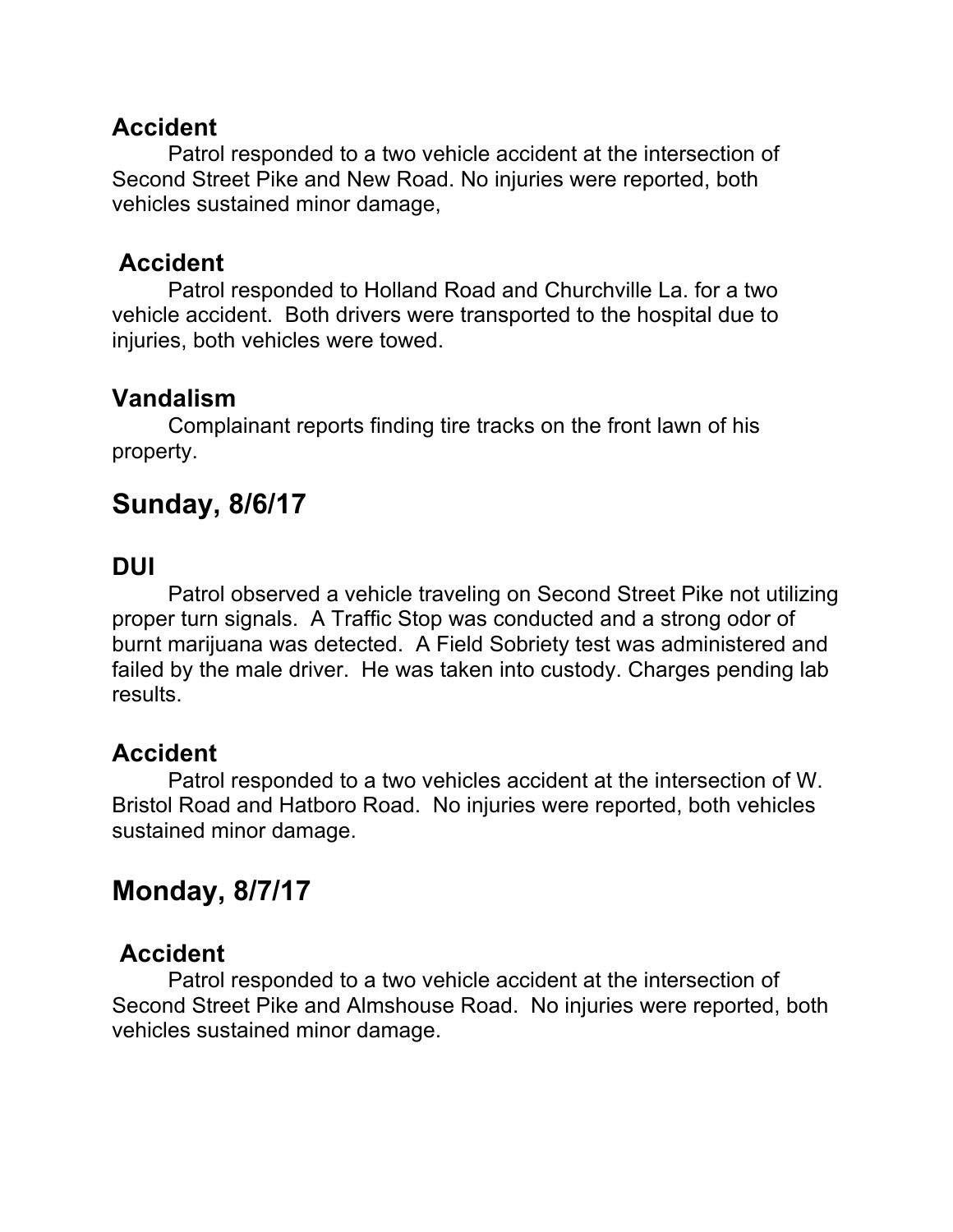### Accident

Patrol responded to a two vehicle accident at the intersection of Second Street Pike and New Road. No injuries were reported, both vehicles sustained minor damage,

### Accident

Patrol responded to Holland Road and Churchville La. for a two vehicle accident. Both drivers were transported to the hospital due to injuries, both vehicles were towed.

### Vandalism

Complainant reports finding tire tracks on the front lawn of his property.

## Sunday, 8/6/17

### DUI

Patrol observed a vehicle traveling on Second Street Pike not utilizing proper turn signals. A Traffic Stop was conducted and a strong odor of burnt marijuana was detected. A Field Sobriety test was administered and failed by the male driver. He was taken into custody. Charges pending lab results.

### Accident

Patrol responded to a two vehicles accident at the intersection of W. Bristol Road and Hatboro Road. No injuries were reported, both vehicles sustained minor damage.

## Monday, 8/7/17

### Accident

Patrol responded to a two vehicle accident at the intersection of Second Street Pike and Almshouse Road. No injuries were reported, both vehicles sustained minor damage.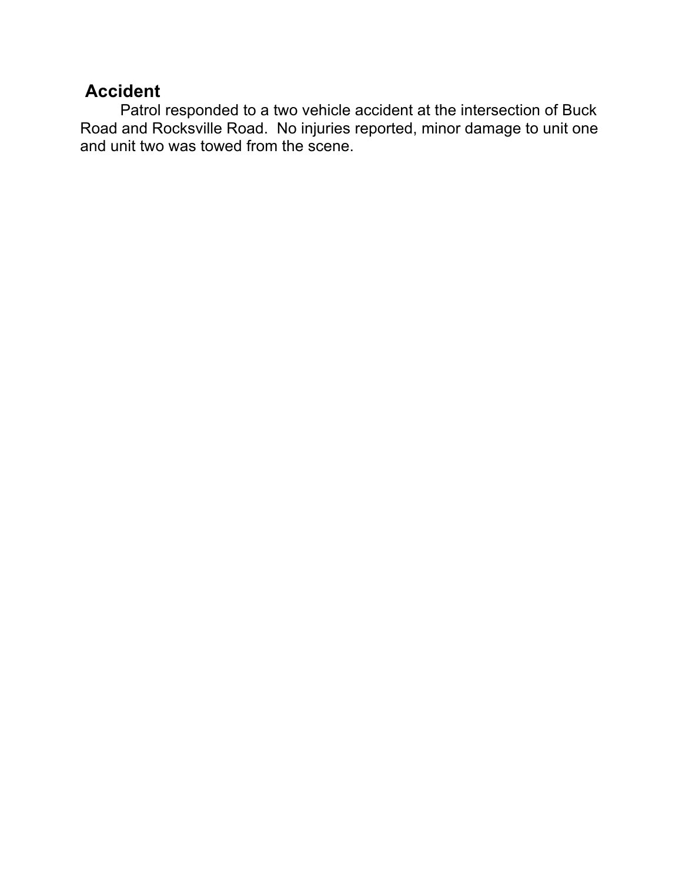## Accident

Patrol responded to a two vehicle accident at the intersection of Buck Road and Rocksville Road. No injuries reported, minor damage to unit one and unit two was towed from the scene.